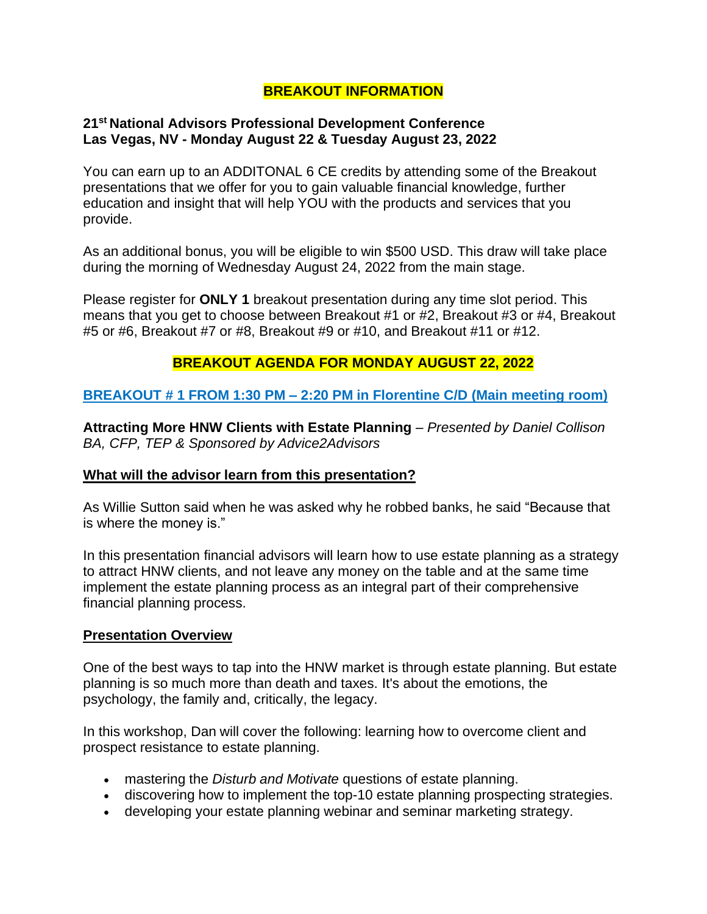# BREAKOUT INFORMATION

**21st National Advisors Professional Development Conference**
**Las Vegas, NV - Monday August 22 & Tuesday August 23, 2022**

You can earn up to an ADDITONAL 6 CE credits by attending some of the Breakout presentations that we offer for you to gain valuable financial knowledge, further education and insight that will help YOU with the products and services that you provide.

As an additional bonus, you will be eligible to win $500 USD. This draw will take place during the morning of Wednesday August 24, 2022 from the main stage.

Please register for **ONLY 1** breakout presentation during any time slot period. This means that you get to choose between Breakout #1 or #2, Breakout #3 or #4, Breakout #5 or #6, Breakout #7 or #8, Breakout #9 or #10, and Breakout #11 or #12.

## BREAKOUT AGENDA FOR MONDAY AUGUST 22, 2022

### BREAKOUT # 1 FROM 1:30 PM – 2:20 PM in Florentine C/D (Main meeting room)

**Attracting More HNW Clients with Estate Planning** – *Presented by Daniel Collison BA, CFP, TEP & Sponsored by Advice2Advisors*

**What will the advisor learn from this presentation?**

As Willie Sutton said when he was asked why he robbed banks, he said "Because that is where the money is."

In this presentation financial advisors will learn how to use estate planning as a strategy to attract HNW clients, and not leave any money on the table and at the same time implement the estate planning process as an integral part of their comprehensive financial planning process.

**Presentation Overview**

One of the best ways to tap into the HNW market is through estate planning. But estate planning is so much more than death and taxes. It's about the emotions, the psychology, the family and, critically, the legacy.

In this workshop, Dan will cover the following: learning how to overcome client and prospect resistance to estate planning.

- mastering the *Disturb and Motivate* questions of estate planning.
- discovering how to implement the top-10 estate planning prospecting strategies.
- developing your estate planning webinar and seminar marketing strategy.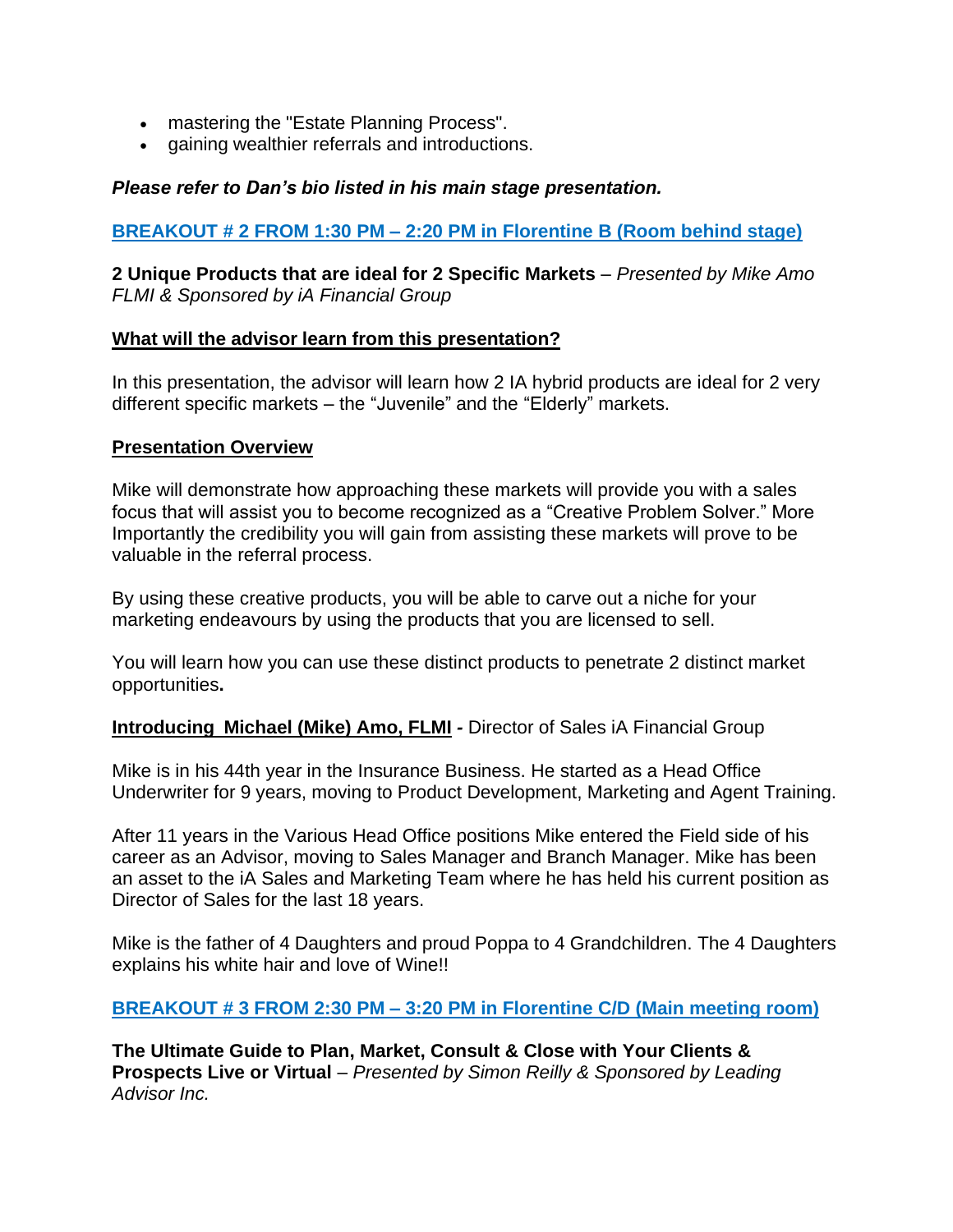- mastering the "Estate Planning Process".
- gaining wealthier referrals and introductions.

***Please refer to Dan's bio listed in his main stage presentation.***

## BREAKOUT # 2 FROM 1:30 PM – 2:20 PM in Florentine B (Room behind stage)

**2 Unique Products that are ideal for 2 Specific Markets** – *Presented by Mike Amo FLMI & Sponsored by iA Financial Group*

### What will the advisor learn from this presentation?

In this presentation, the advisor will learn how 2 IA hybrid products are ideal for 2 very different specific markets – the "Juvenile" and the "Elderly" markets.

### Presentation Overview

Mike will demonstrate how approaching these markets will provide you with a sales focus that will assist you to become recognized as a "Creative Problem Solver." More Importantly the credibility you will gain from assisting these markets will prove to be valuable in the referral process.

By using these creative products, you will be able to carve out a niche for your marketing endeavours by using the products that you are licensed to sell.

You will learn how you can use these distinct products to penetrate 2 distinct market opportunities**.**

**Introducing Michael (Mike) Amo, FLMI -** Director of Sales iA Financial Group

Mike is in his 44th year in the Insurance Business. He started as a Head Office Underwriter for 9 years, moving to Product Development, Marketing and Agent Training.

After 11 years in the Various Head Office positions Mike entered the Field side of his career as an Advisor, moving to Sales Manager and Branch Manager. Mike has been an asset to the iA Sales and Marketing Team where he has held his current position as Director of Sales for the last 18 years.

Mike is the father of 4 Daughters and proud Poppa to 4 Grandchildren. The 4 Daughters explains his white hair and love of Wine!!

## BREAKOUT # 3 FROM 2:30 PM – 3:20 PM in Florentine C/D (Main meeting room)

**The Ultimate Guide to Plan, Market, Consult & Close with Your Clients & Prospects Live or Virtual** – *Presented by Simon Reilly & Sponsored by Leading Advisor Inc.*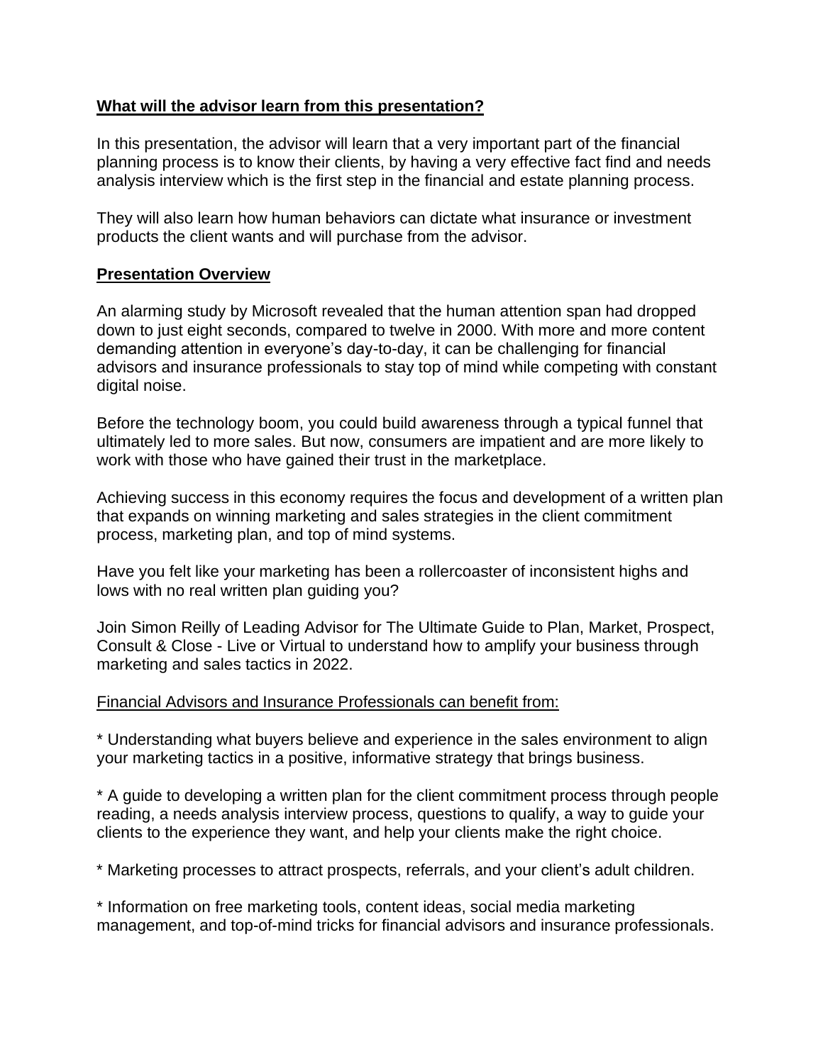## What will the advisor learn from this presentation?

In this presentation, the advisor will learn that a very important part of the financial planning process is to know their clients, by having a very effective fact find and needs analysis interview which is the first step in the financial and estate planning process.

They will also learn how human behaviors can dictate what insurance or investment products the client wants and will purchase from the advisor.

## Presentation Overview

An alarming study by Microsoft revealed that the human attention span had dropped down to just eight seconds, compared to twelve in 2000. With more and more content demanding attention in everyone's day-to-day, it can be challenging for financial advisors and insurance professionals to stay top of mind while competing with constant digital noise.

Before the technology boom, you could build awareness through a typical funnel that ultimately led to more sales. But now, consumers are impatient and are more likely to work with those who have gained their trust in the marketplace.

Achieving success in this economy requires the focus and development of a written plan that expands on winning marketing and sales strategies in the client commitment process, marketing plan, and top of mind systems.

Have you felt like your marketing has been a rollercoaster of inconsistent highs and lows with no real written plan guiding you?

Join Simon Reilly of Leading Advisor for The Ultimate Guide to Plan, Market, Prospect, Consult & Close - Live or Virtual to understand how to amplify your business through marketing and sales tactics in 2022.

Financial Advisors and Insurance Professionals can benefit from:

* Understanding what buyers believe and experience in the sales environment to align your marketing tactics in a positive, informative strategy that brings business.

* A guide to developing a written plan for the client commitment process through people reading, a needs analysis interview process, questions to qualify, a way to guide your clients to the experience they want, and help your clients make the right choice.

* Marketing processes to attract prospects, referrals, and your client's adult children.

* Information on free marketing tools, content ideas, social media marketing management, and top-of-mind tricks for financial advisors and insurance professionals.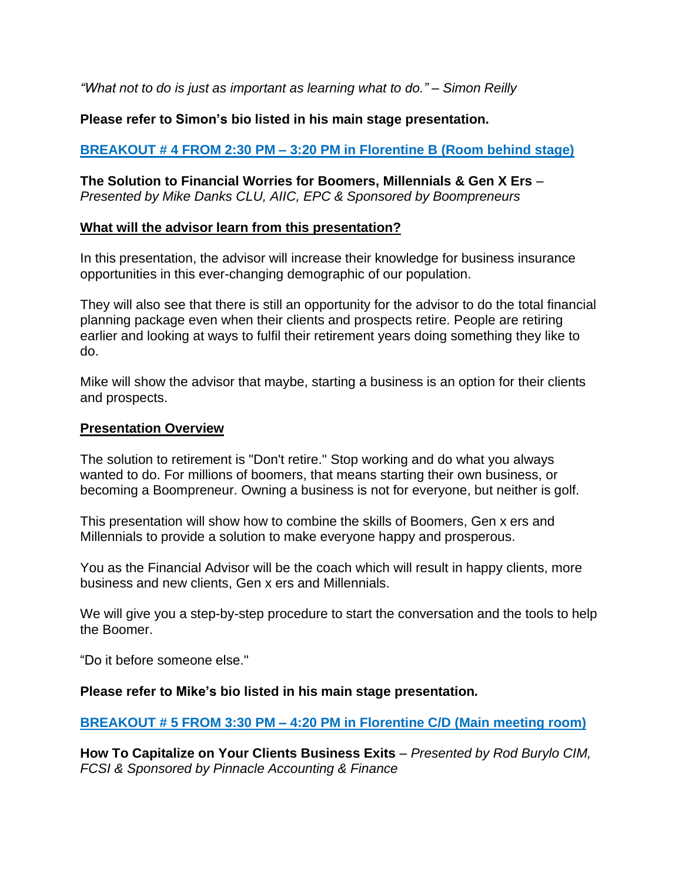*"What not to do is just as important as learning what to do." – Simon Reilly*

**Please refer to Simon's bio listed in his main stage presentation.**

## BREAKOUT # 4 FROM 2:30 PM – 3:20 PM in Florentine B (Room behind stage)

**The Solution to Financial Worries for Boomers, Millennials & Gen X Ers** – *Presented by Mike Danks CLU, AIIC, EPC & Sponsored by Boompreneurs*

### What will the advisor learn from this presentation?

In this presentation, the advisor will increase their knowledge for business insurance opportunities in this ever-changing demographic of our population.

They will also see that there is still an opportunity for the advisor to do the total financial planning package even when their clients and prospects retire. People are retiring earlier and looking at ways to fulfil their retirement years doing something they like to do.

Mike will show the advisor that maybe, starting a business is an option for their clients and prospects.

### Presentation Overview

The solution to retirement is "Don't retire." Stop working and do what you always wanted to do. For millions of boomers, that means starting their own business, or becoming a Boompreneur. Owning a business is not for everyone, but neither is golf.

This presentation will show how to combine the skills of Boomers, Gen x ers and Millennials to provide a solution to make everyone happy and prosperous.

You as the Financial Advisor will be the coach which will result in happy clients, more business and new clients, Gen x ers and Millennials.

We will give you a step-by-step procedure to start the conversation and the tools to help the Boomer.

"Do it before someone else."

**Please refer to Mike's bio listed in his main stage presentation.**

## BREAKOUT # 5 FROM 3:30 PM – 4:20 PM in Florentine C/D (Main meeting room)

**How To Capitalize on Your Clients Business Exits** – *Presented by Rod Burylo CIM, FCSI & Sponsored by Pinnacle Accounting & Finance*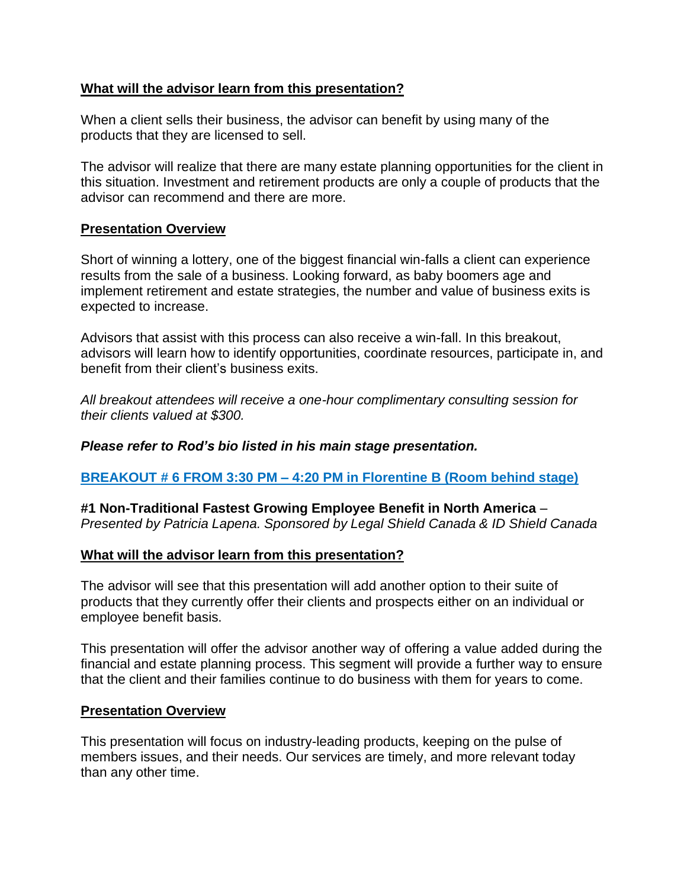**<u>What will the advisor learn from this presentation?</u>**

When a client sells their business, the advisor can benefit by using many of the products that they are licensed to sell.

The advisor will realize that there are many estate planning opportunities for the client in this situation. Investment and retirement products are only a couple of products that the advisor can recommend and there are more.

**<u>Presentation Overview</u>**

Short of winning a lottery, one of the biggest financial win-falls a client can experience results from the sale of a business. Looking forward, as baby boomers age and implement retirement and estate strategies, the number and value of business exits is expected to increase.

Advisors that assist with this process can also receive a win-fall. In this breakout, advisors will learn how to identify opportunities, coordinate resources, participate in, and benefit from their client's business exits.

*All breakout attendees will receive a one-hour complimentary consulting session for their clients valued at $300.*

***Please refer to Rod's bio listed in his main stage presentation.***

**<u>BREAKOUT # 6 FROM 3:30 PM – 4:20 PM in Florentine B (Room behind stage)</u>**

**#1 Non-Traditional Fastest Growing Employee Benefit in North America** – *Presented by Patricia Lapena. Sponsored by Legal Shield Canada & ID Shield Canada*

**<u>What will the advisor learn from this presentation?</u>**

The advisor will see that this presentation will add another option to their suite of products that they currently offer their clients and prospects either on an individual or employee benefit basis.

This presentation will offer the advisor another way of offering a value added during the financial and estate planning process. This segment will provide a further way to ensure that the client and their families continue to do business with them for years to come.

**<u>Presentation Overview</u>**

This presentation will focus on industry-leading products, keeping on the pulse of members issues, and their needs. Our services are timely, and more relevant today than any other time.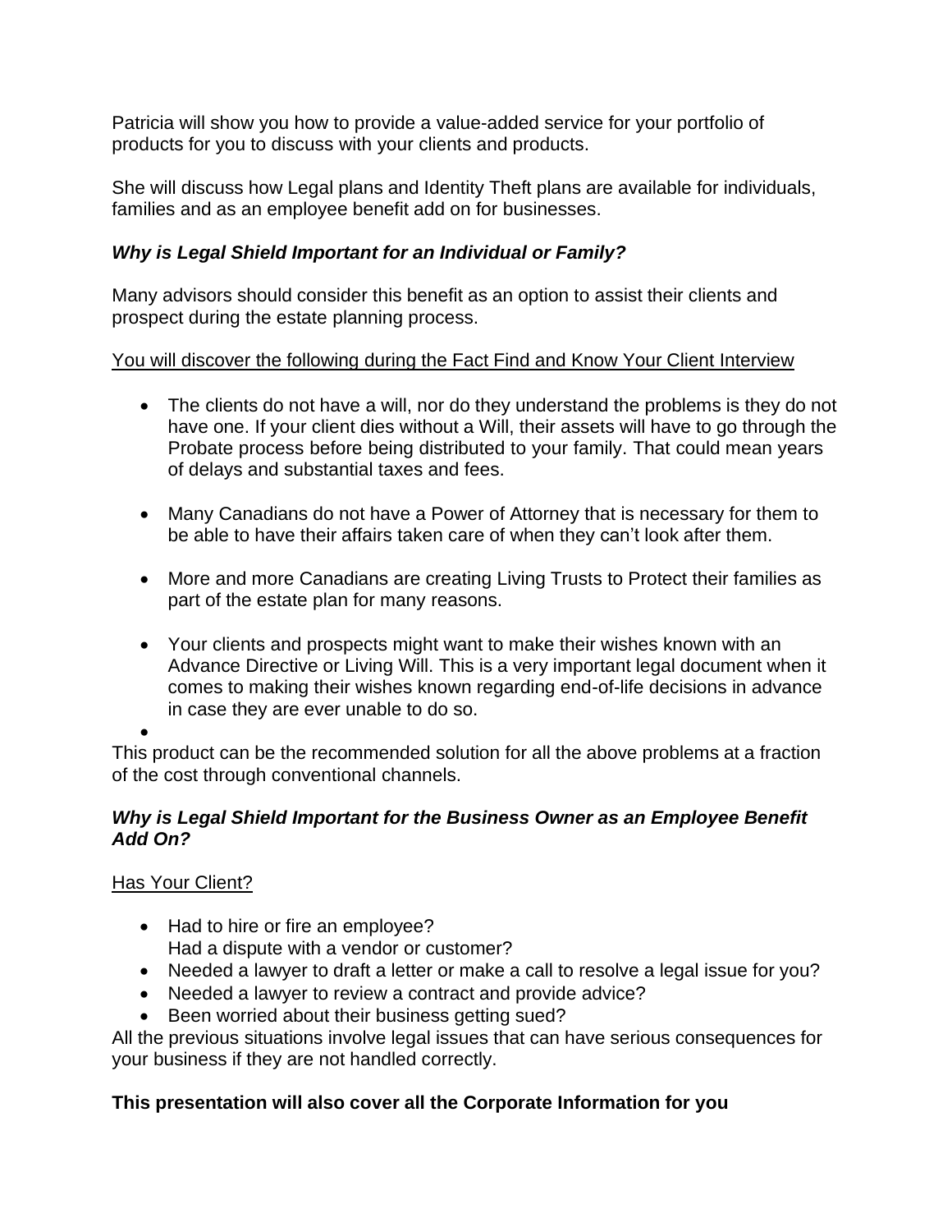Patricia will show you how to provide a value-added service for your portfolio of products for you to discuss with your clients and products.

She will discuss how Legal plans and Identity Theft plans are available for individuals, families and as an employee benefit add on for businesses.

***Why is Legal Shield Important for an Individual or Family?***

Many advisors should consider this benefit as an option to assist their clients and prospect during the estate planning process.

<u>You will discover the following during the Fact Find and Know Your Client Interview</u>

- The clients do not have a will, nor do they understand the problems is they do not have one. If your client dies without a Will, their assets will have to go through the Probate process before being distributed to your family. That could mean years of delays and substantial taxes and fees.
- Many Canadians do not have a Power of Attorney that is necessary for them to be able to have their affairs taken care of when they can't look after them.
- More and more Canadians are creating Living Trusts to Protect their families as part of the estate plan for many reasons.
- Your clients and prospects might want to make their wishes known with an Advance Directive or Living Will. This is a very important legal document when it comes to making their wishes known regarding end-of-life decisions in advance in case they are ever unable to do so.
-

This product can be the recommended solution for all the above problems at a fraction of the cost through conventional channels.

***Why is Legal Shield Important for the Business Owner as an Employee Benefit Add On?***

<u>Has Your Client?</u>

- Had to hire or fire an employee?
  Had a dispute with a vendor or customer?
- Needed a lawyer to draft a letter or make a call to resolve a legal issue for you?
- Needed a lawyer to review a contract and provide advice?
- Been worried about their business getting sued?

All the previous situations involve legal issues that can have serious consequences for your business if they are not handled correctly.

**This presentation will also cover all the Corporate Information for you**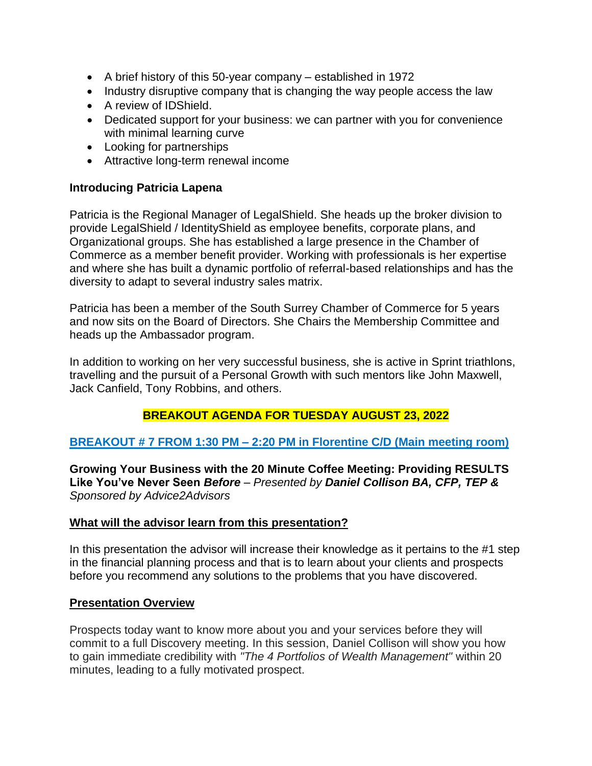- A brief history of this 50-year company – established in 1972
- Industry disruptive company that is changing the way people access the law
- A review of IDShield.
- Dedicated support for your business: we can partner with you for convenience with minimal learning curve
- Looking for partnerships
- Attractive long-term renewal income

**Introducing Patricia Lapena**

Patricia is the Regional Manager of LegalShield. She heads up the broker division to provide LegalShield / IdentityShield as employee benefits, corporate plans, and Organizational groups. She has established a large presence in the Chamber of Commerce as a member benefit provider. Working with professionals is her expertise and where she has built a dynamic portfolio of referral-based relationships and has the diversity to adapt to several industry sales matrix.

Patricia has been a member of the South Surrey Chamber of Commerce for 5 years and now sits on the Board of Directors. She Chairs the Membership Committee and heads up the Ambassador program.

In addition to working on her very successful business, she is active in Sprint triathlons, travelling and the pursuit of a Personal Growth with such mentors like John Maxwell, Jack Canfield, Tony Robbins, and others.

## BREAKOUT AGENDA FOR TUESDAY AUGUST 23, 2022

### BREAKOUT # 7 FROM 1:30 PM – 2:20 PM in Florentine C/D (Main meeting room)

**Growing Your Business with the 20 Minute Coffee Meeting: Providing RESULTS Like You've Never Seen *Before*** *– Presented by* ***Daniel Collison BA, CFP, TEP &*** *Sponsored by Advice2Advisors*

**What will the advisor learn from this presentation?**

In this presentation the advisor will increase their knowledge as it pertains to the #1 step in the financial planning process and that is to learn about your clients and prospects before you recommend any solutions to the problems that you have discovered.

**Presentation Overview**

Prospects today want to know more about you and your services before they will commit to a full Discovery meeting. In this session, Daniel Collison will show you how to gain immediate credibility with *"The 4 Portfolios of Wealth Management"* within 20 minutes, leading to a fully motivated prospect.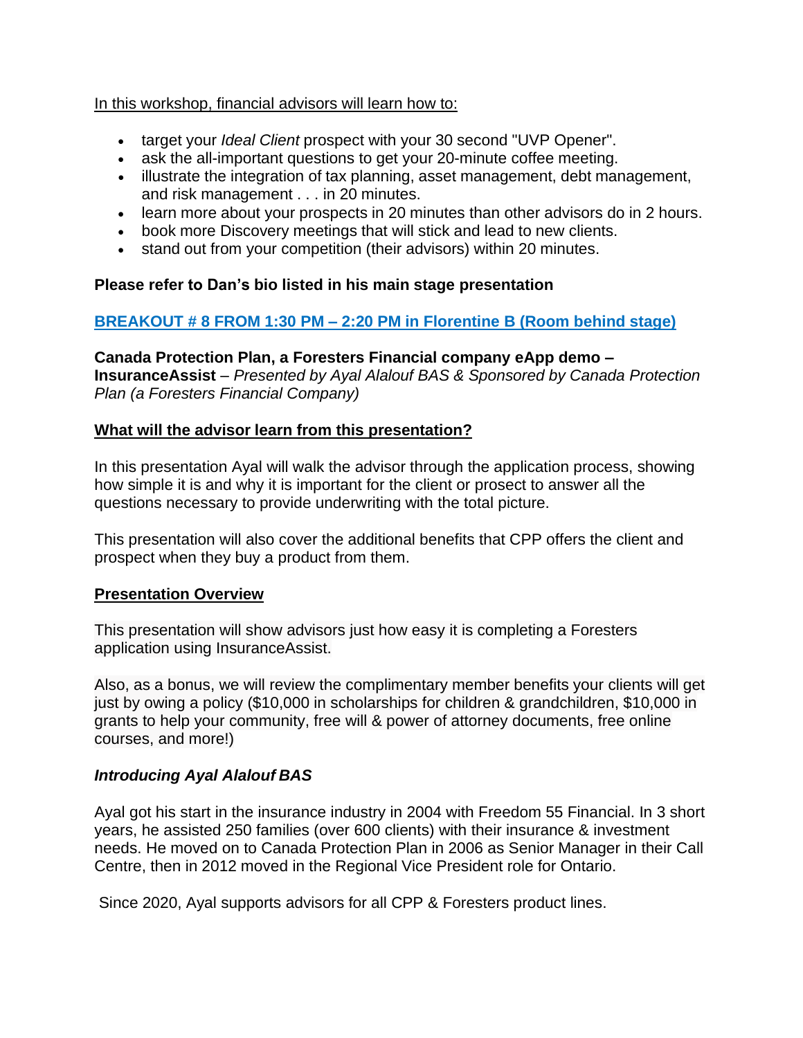In this workshop, financial advisors will learn how to:

- target your *Ideal Client* prospect with your 30 second "UVP Opener".
- ask the all-important questions to get your 20-minute coffee meeting.
- illustrate the integration of tax planning, asset management, debt management, and risk management . . . in 20 minutes.
- learn more about your prospects in 20 minutes than other advisors do in 2 hours.
- book more Discovery meetings that will stick and lead to new clients.
- stand out from your competition (their advisors) within 20 minutes.

**Please refer to Dan's bio listed in his main stage presentation**

**BREAKOUT # 8 FROM 1:30 PM – 2:20 PM in Florentine B (Room behind stage)**

**Canada Protection Plan, a Foresters Financial company eApp demo – InsuranceAssist** – *Presented by Ayal Alalouf BAS & Sponsored by Canada Protection Plan (a Foresters Financial Company)*

**What will the advisor learn from this presentation?**

In this presentation Ayal will walk the advisor through the application process, showing how simple it is and why it is important for the client or prosect to answer all the questions necessary to provide underwriting with the total picture.

This presentation will also cover the additional benefits that CPP offers the client and prospect when they buy a product from them.

**Presentation Overview**

This presentation will show advisors just how easy it is completing a Foresters application using InsuranceAssist.

Also, as a bonus, we will review the complimentary member benefits your clients will get just by owing a policy ($10,000 in scholarships for children & grandchildren, $10,000 in grants to help your community, free will & power of attorney documents, free online courses, and more!)

***Introducing Ayal Alalouf BAS***

Ayal got his start in the insurance industry in 2004 with Freedom 55 Financial. In 3 short years, he assisted 250 families (over 600 clients) with their insurance & investment needs. He moved on to Canada Protection Plan in 2006 as Senior Manager in their Call Centre, then in 2012 moved in the Regional Vice President role for Ontario.

Since 2020, Ayal supports advisors for all CPP & Foresters product lines.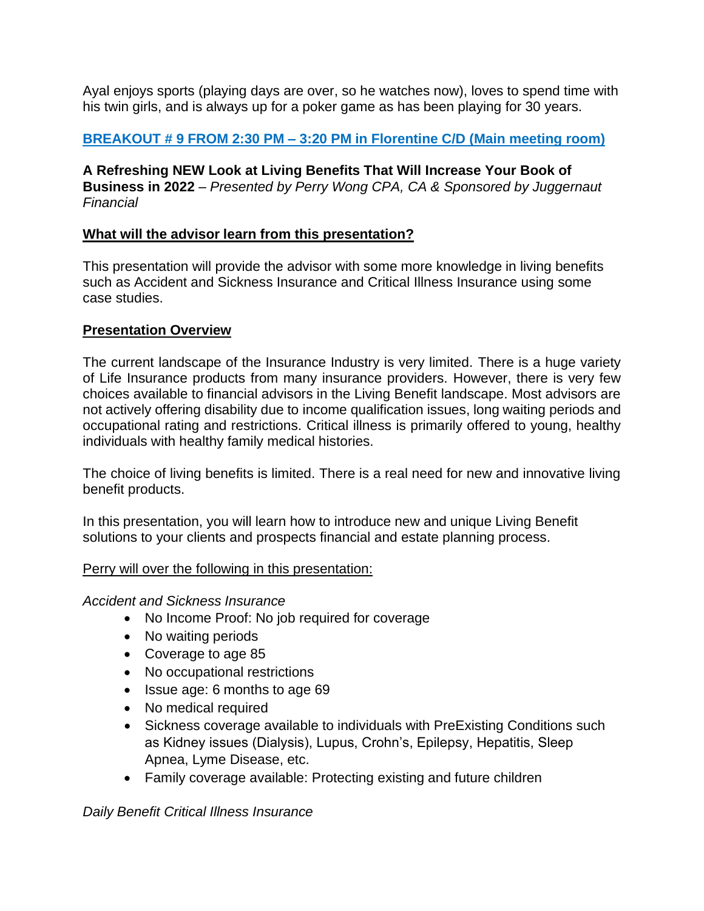Ayal enjoys sports (playing days are over, so he watches now), loves to spend time with his twin girls, and is always up for a poker game as has been playing for 30 years.

## BREAKOUT # 9 FROM 2:30 PM – 3:20 PM in Florentine C/D (Main meeting room)

**A Refreshing NEW Look at Living Benefits That Will Increase Your Book of Business in 2022** – *Presented by Perry Wong CPA, CA & Sponsored by Juggernaut Financial*

### What will the advisor learn from this presentation?

This presentation will provide the advisor with some more knowledge in living benefits such as Accident and Sickness Insurance and Critical Illness Insurance using some case studies.

### Presentation Overview

The current landscape of the Insurance Industry is very limited. There is a huge variety of Life Insurance products from many insurance providers. However, there is very few choices available to financial advisors in the Living Benefit landscape. Most advisors are not actively offering disability due to income qualification issues, long waiting periods and occupational rating and restrictions. Critical illness is primarily offered to young, healthy individuals with healthy family medical histories.

The choice of living benefits is limited. There is a real need for new and innovative living benefit products.

In this presentation, you will learn how to introduce new and unique Living Benefit solutions to your clients and prospects financial and estate planning process.

Perry will over the following in this presentation:

*Accident and Sickness Insurance*

- No Income Proof: No job required for coverage
- No waiting periods
- Coverage to age 85
- No occupational restrictions
- Issue age: 6 months to age 69
- No medical required
- Sickness coverage available to individuals with PreExisting Conditions such as Kidney issues (Dialysis), Lupus, Crohn's, Epilepsy, Hepatitis, Sleep Apnea, Lyme Disease, etc.
- Family coverage available: Protecting existing and future children

*Daily Benefit Critical Illness Insurance*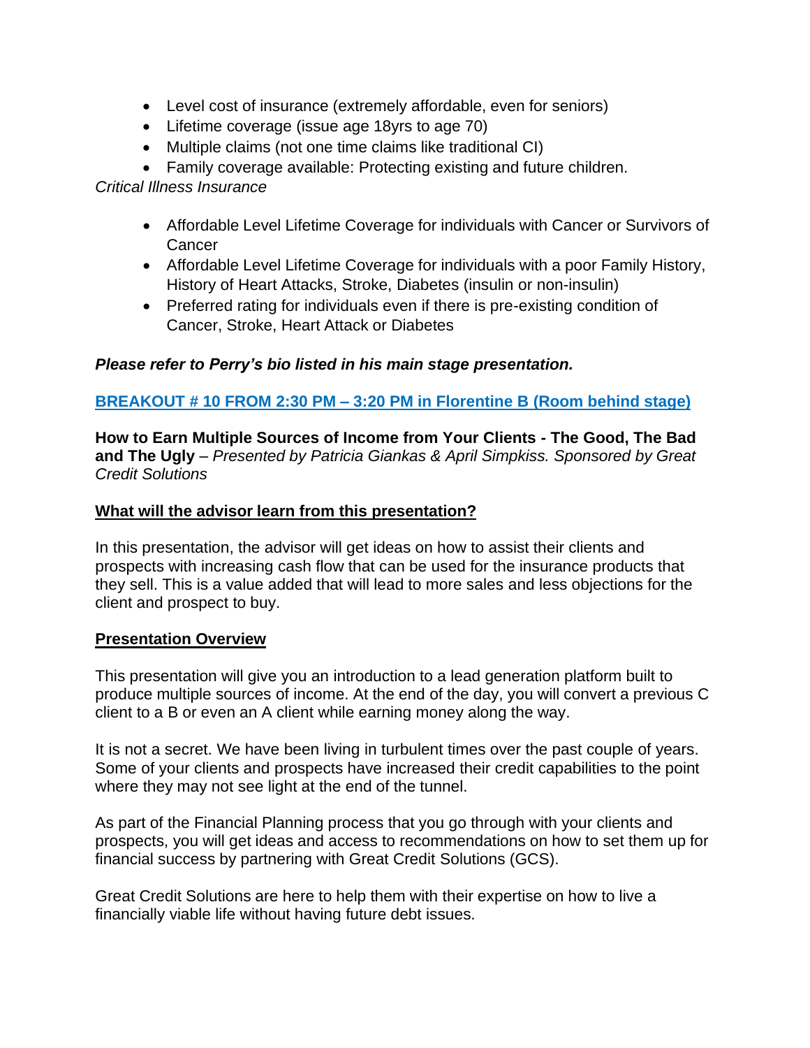- Level cost of insurance (extremely affordable, even for seniors)
- Lifetime coverage (issue age 18yrs to age 70)
- Multiple claims (not one time claims like traditional CI)
- Family coverage available: Protecting existing and future children.

*Critical Illness Insurance*

- Affordable Level Lifetime Coverage for individuals with Cancer or Survivors of Cancer
- Affordable Level Lifetime Coverage for individuals with a poor Family History, History of Heart Attacks, Stroke, Diabetes (insulin or non-insulin)
- Preferred rating for individuals even if there is pre-existing condition of Cancer, Stroke, Heart Attack or Diabetes

***Please refer to Perry's bio listed in his main stage presentation.***

**BREAKOUT # 10 FROM 2:30 PM – 3:20 PM in Florentine B (Room behind stage)**

**How to Earn Multiple Sources of Income from Your Clients - The Good, The Bad and The Ugly** – *Presented by Patricia Giankas & April Simpkiss. Sponsored by Great Credit Solutions*

**What will the advisor learn from this presentation?**

In this presentation, the advisor will get ideas on how to assist their clients and prospects with increasing cash flow that can be used for the insurance products that they sell. This is a value added that will lead to more sales and less objections for the client and prospect to buy.

**Presentation Overview**

This presentation will give you an introduction to a lead generation platform built to produce multiple sources of income. At the end of the day, you will convert a previous C client to a B or even an A client while earning money along the way.

It is not a secret. We have been living in turbulent times over the past couple of years. Some of your clients and prospects have increased their credit capabilities to the point where they may not see light at the end of the tunnel.

As part of the Financial Planning process that you go through with your clients and prospects, you will get ideas and access to recommendations on how to set them up for financial success by partnering with Great Credit Solutions (GCS).

Great Credit Solutions are here to help them with their expertise on how to live a financially viable life without having future debt issues.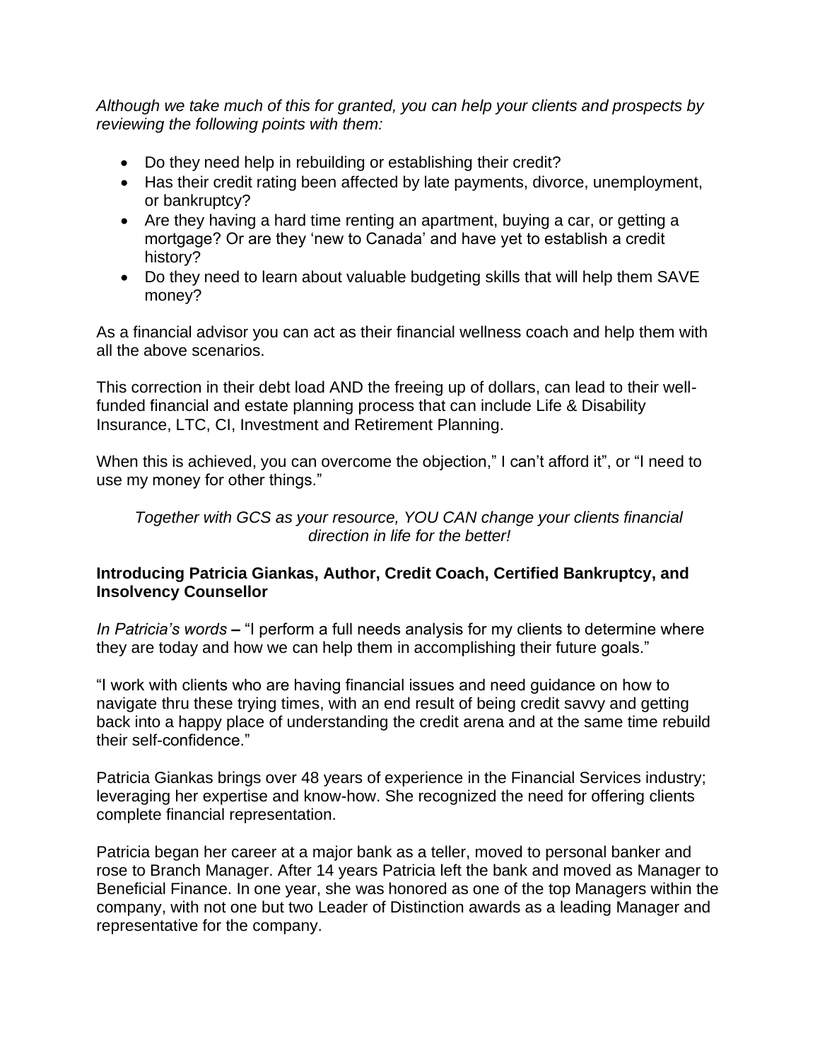*Although we take much of this for granted, you can help your clients and prospects by reviewing the following points with them:*

- Do they need help in rebuilding or establishing their credit?
- Has their credit rating been affected by late payments, divorce, unemployment, or bankruptcy?
- Are they having a hard time renting an apartment, buying a car, or getting a mortgage? Or are they 'new to Canada' and have yet to establish a credit history?
- Do they need to learn about valuable budgeting skills that will help them SAVE money?

As a financial advisor you can act as their financial wellness coach and help them with all the above scenarios.

This correction in their debt load AND the freeing up of dollars, can lead to their well-funded financial and estate planning process that can include Life & Disability Insurance, LTC, CI, Investment and Retirement Planning.

When this is achieved, you can overcome the objection," I can't afford it", or "I need to use my money for other things."

*Together with GCS as your resource, YOU CAN change your clients financial direction in life for the better!*

**Introducing Patricia Giankas, Author, Credit Coach, Certified Bankruptcy, and Insolvency Counsellor**

*In Patricia's words* **–** "I perform a full needs analysis for my clients to determine where they are today and how we can help them in accomplishing their future goals."

"I work with clients who are having financial issues and need guidance on how to navigate thru these trying times, with an end result of being credit savvy and getting back into a happy place of understanding the credit arena and at the same time rebuild their self-confidence."

Patricia Giankas brings over 48 years of experience in the Financial Services industry; leveraging her expertise and know-how. She recognized the need for offering clients complete financial representation.

Patricia began her career at a major bank as a teller, moved to personal banker and rose to Branch Manager. After 14 years Patricia left the bank and moved as Manager to Beneficial Finance. In one year, she was honored as one of the top Managers within the company, with not one but two Leader of Distinction awards as a leading Manager and representative for the company.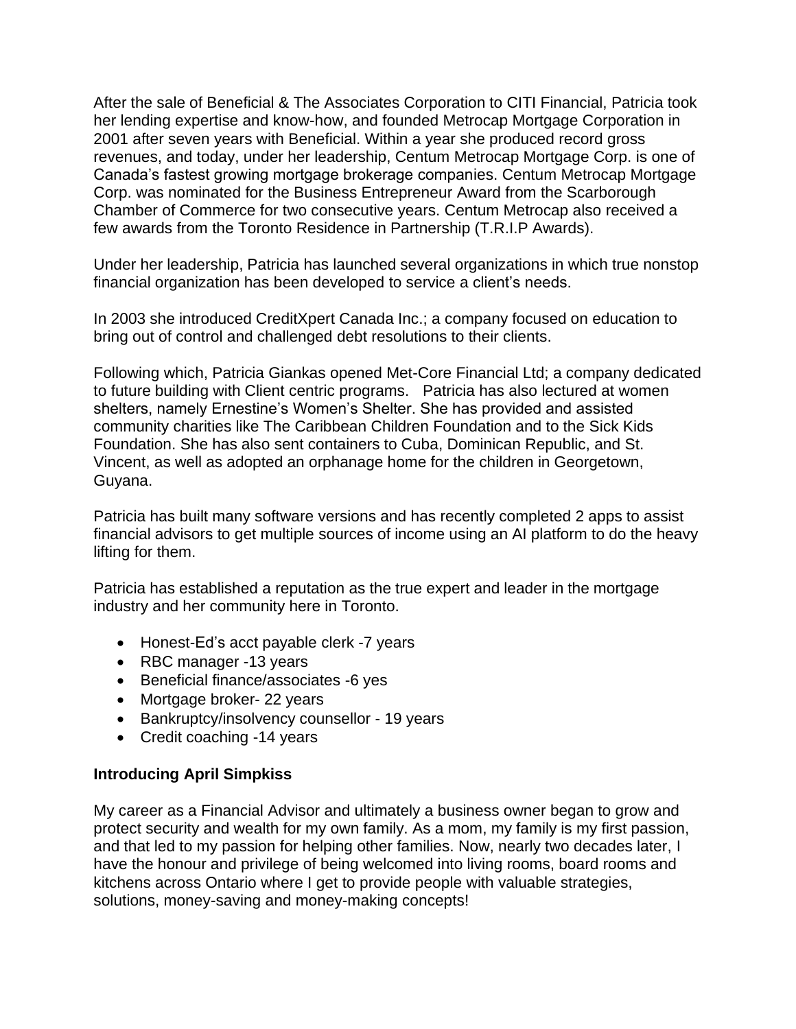After the sale of Beneficial & The Associates Corporation to CITI Financial, Patricia took her lending expertise and know-how, and founded Metrocap Mortgage Corporation in 2001 after seven years with Beneficial. Within a year she produced record gross revenues, and today, under her leadership, Centum Metrocap Mortgage Corp. is one of Canada's fastest growing mortgage brokerage companies. Centum Metrocap Mortgage Corp. was nominated for the Business Entrepreneur Award from the Scarborough Chamber of Commerce for two consecutive years. Centum Metrocap also received a few awards from the Toronto Residence in Partnership (T.R.I.P Awards).

Under her leadership, Patricia has launched several organizations in which true nonstop financial organization has been developed to service a client's needs.

In 2003 she introduced CreditXpert Canada Inc.; a company focused on education to bring out of control and challenged debt resolutions to their clients.

Following which, Patricia Giankas opened Met-Core Financial Ltd; a company dedicated to future building with Client centric programs. Patricia has also lectured at women shelters, namely Ernestine's Women's Shelter. She has provided and assisted community charities like The Caribbean Children Foundation and to the Sick Kids Foundation. She has also sent containers to Cuba, Dominican Republic, and St. Vincent, as well as adopted an orphanage home for the children in Georgetown, Guyana.

Patricia has built many software versions and has recently completed 2 apps to assist financial advisors to get multiple sources of income using an AI platform to do the heavy lifting for them.

Patricia has established a reputation as the true expert and leader in the mortgage industry and her community here in Toronto.

- Honest-Ed's acct payable clerk -7 years
- RBC manager -13 years
- Beneficial finance/associates -6 yes
- Mortgage broker- 22 years
- Bankruptcy/insolvency counsellor - 19 years
- Credit coaching -14 years

**Introducing April Simpkiss**

My career as a Financial Advisor and ultimately a business owner began to grow and protect security and wealth for my own family. As a mom, my family is my first passion, and that led to my passion for helping other families. Now, nearly two decades later, I have the honour and privilege of being welcomed into living rooms, board rooms and kitchens across Ontario where I get to provide people with valuable strategies, solutions, money-saving and money-making concepts!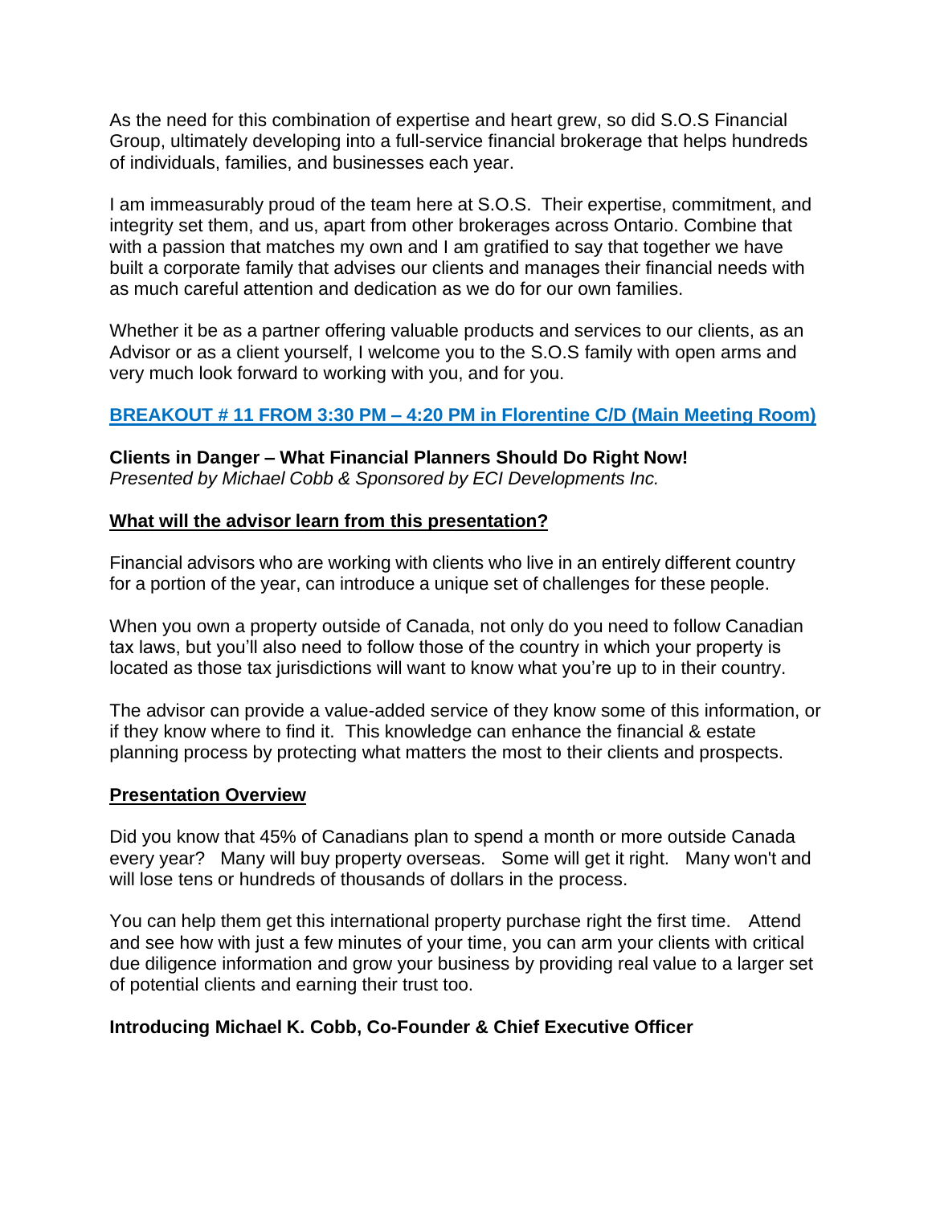As the need for this combination of expertise and heart grew, so did S.O.S Financial Group, ultimately developing into a full-service financial brokerage that helps hundreds of individuals, families, and businesses each year.

I am immeasurably proud of the team here at S.O.S. Their expertise, commitment, and integrity set them, and us, apart from other brokerages across Ontario. Combine that with a passion that matches my own and I am gratified to say that together we have built a corporate family that advises our clients and manages their financial needs with as much careful attention and dedication as we do for our own families.

Whether it be as a partner offering valuable products and services to our clients, as an Advisor or as a client yourself, I welcome you to the S.O.S family with open arms and very much look forward to working with you, and for you.

## BREAKOUT # 11 FROM 3:30 PM – 4:20 PM in Florentine C/D (Main Meeting Room)

**Clients in Danger – What Financial Planners Should Do Right Now!**
*Presented by Michael Cobb & Sponsored by ECI Developments Inc.*

### What will the advisor learn from this presentation?

Financial advisors who are working with clients who live in an entirely different country for a portion of the year, can introduce a unique set of challenges for these people.

When you own a property outside of Canada, not only do you need to follow Canadian tax laws, but you'll also need to follow those of the country in which your property is located as those tax jurisdictions will want to know what you're up to in their country.

The advisor can provide a value-added service of they know some of this information, or if they know where to find it. This knowledge can enhance the financial & estate planning process by protecting what matters the most to their clients and prospects.

### Presentation Overview

Did you know that 45% of Canadians plan to spend a month or more outside Canada every year? Many will buy property overseas. Some will get it right. Many won't and will lose tens or hundreds of thousands of dollars in the process.

You can help them get this international property purchase right the first time. Attend and see how with just a few minutes of your time, you can arm your clients with critical due diligence information and grow your business by providing real value to a larger set of potential clients and earning their trust too.

**Introducing Michael K. Cobb, Co-Founder & Chief Executive Officer**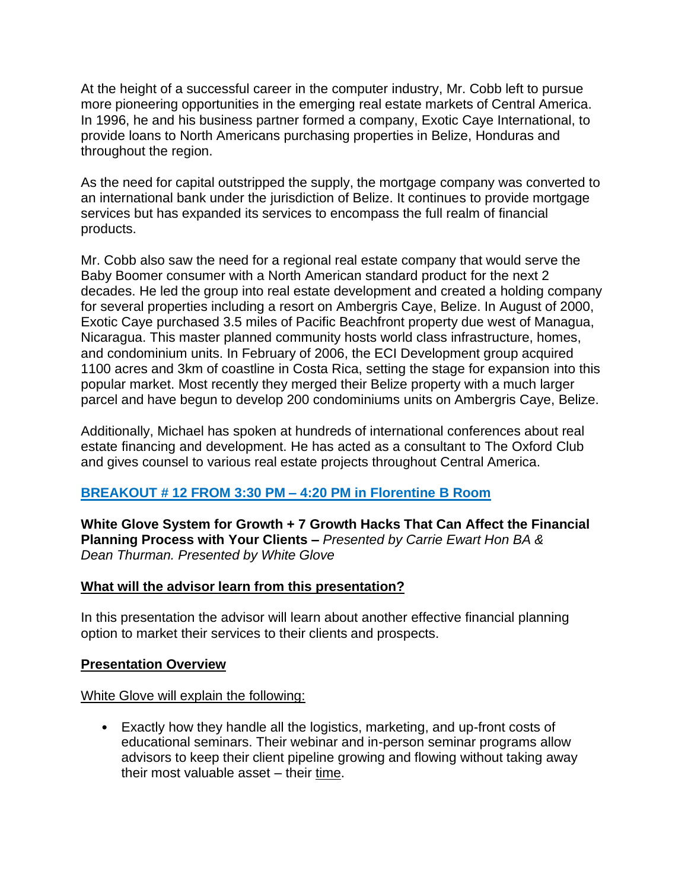At the height of a successful career in the computer industry, Mr. Cobb left to pursue more pioneering opportunities in the emerging real estate markets of Central America. In 1996, he and his business partner formed a company, Exotic Caye International, to provide loans to North Americans purchasing properties in Belize, Honduras and throughout the region.

As the need for capital outstripped the supply, the mortgage company was converted to an international bank under the jurisdiction of Belize. It continues to provide mortgage services but has expanded its services to encompass the full realm of financial products.

Mr. Cobb also saw the need for a regional real estate company that would serve the Baby Boomer consumer with a North American standard product for the next 2 decades. He led the group into real estate development and created a holding company for several properties including a resort on Ambergris Caye, Belize. In August of 2000, Exotic Caye purchased 3.5 miles of Pacific Beachfront property due west of Managua, Nicaragua. This master planned community hosts world class infrastructure, homes, and condominium units. In February of 2006, the ECI Development group acquired 1100 acres and 3km of coastline in Costa Rica, setting the stage for expansion into this popular market. Most recently they merged their Belize property with a much larger parcel and have begun to develop 200 condominiums units on Ambergris Caye, Belize.

Additionally, Michael has spoken at hundreds of international conferences about real estate financing and development. He has acted as a consultant to The Oxford Club and gives counsel to various real estate projects throughout Central America.

**BREAKOUT # 12 FROM 3:30 PM – 4:20 PM in Florentine B Room**

**White Glove System for Growth + 7 Growth Hacks That Can Affect the Financial Planning Process with Your Clients –** *Presented by Carrie Ewart Hon BA & Dean Thurman. Presented by White Glove*

**What will the advisor learn from this presentation?**

In this presentation the advisor will learn about another effective financial planning option to market their services to their clients and prospects.

**Presentation Overview**

White Glove will explain the following:

- Exactly how they handle all the logistics, marketing, and up-front costs of educational seminars. Their webinar and in-person seminar programs allow advisors to keep their client pipeline growing and flowing without taking away their most valuable asset – their time.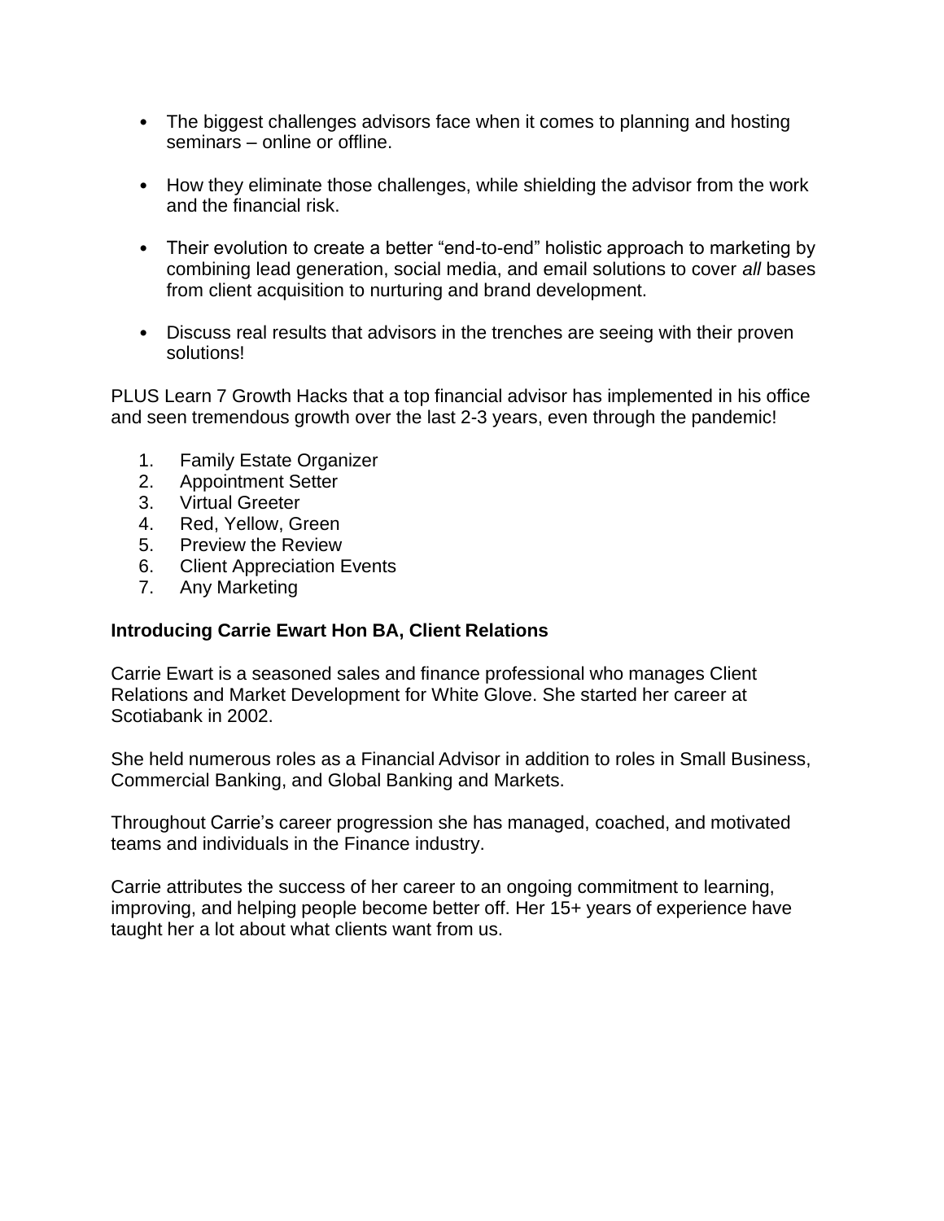- The biggest challenges advisors face when it comes to planning and hosting seminars – online or offline.

- How they eliminate those challenges, while shielding the advisor from the work and the financial risk.

- Their evolution to create a better "end-to-end" holistic approach to marketing by combining lead generation, social media, and email solutions to cover *all* bases from client acquisition to nurturing and brand development.

- Discuss real results that advisors in the trenches are seeing with their proven solutions!

PLUS Learn 7 Growth Hacks that a top financial advisor has implemented in his office and seen tremendous growth over the last 2-3 years, even through the pandemic!

1. Family Estate Organizer
2. Appointment Setter
3. Virtual Greeter
4. Red, Yellow, Green
5. Preview the Review
6. Client Appreciation Events
7. Any Marketing

**Introducing Carrie Ewart Hon BA, Client Relations**

Carrie Ewart is a seasoned sales and finance professional who manages Client Relations and Market Development for White Glove. She started her career at Scotiabank in 2002.

She held numerous roles as a Financial Advisor in addition to roles in Small Business, Commercial Banking, and Global Banking and Markets.

Throughout Carrie's career progression she has managed, coached, and motivated teams and individuals in the Finance industry.

Carrie attributes the success of her career to an ongoing commitment to learning, improving, and helping people become better off. Her 15+ years of experience have taught her a lot about what clients want from us.